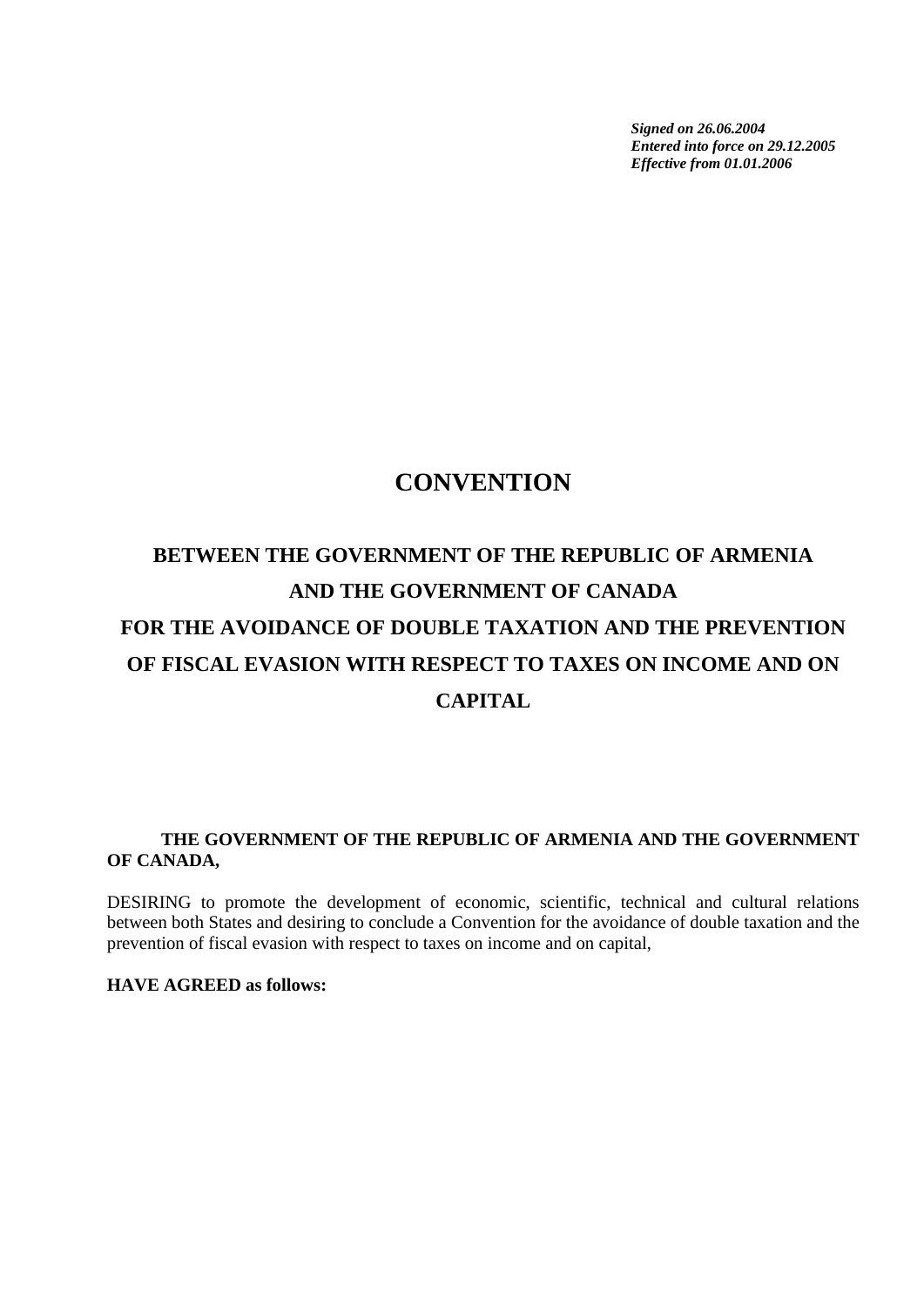*Signed on 26.06.2004*
*Entered into force on 29.12.2005*
*Effective from 01.01.2006*

# CONVENTION

## BETWEEN THE GOVERNMENT OF THE REPUBLIC OF ARMENIA AND THE GOVERNMENT OF CANADA FOR THE AVOIDANCE OF DOUBLE TAXATION AND THE PREVENTION OF FISCAL EVASION WITH RESPECT TO TAXES ON INCOME AND ON CAPITAL

**THE GOVERNMENT OF THE REPUBLIC OF ARMENIA AND THE GOVERNMENT OF CANADA,**

DESIRING to promote the development of economic, scientific, technical and cultural relations between both States and desiring to conclude a Convention for the avoidance of double taxation and the prevention of fiscal evasion with respect to taxes on income and on capital,

**HAVE AGREED as follows:**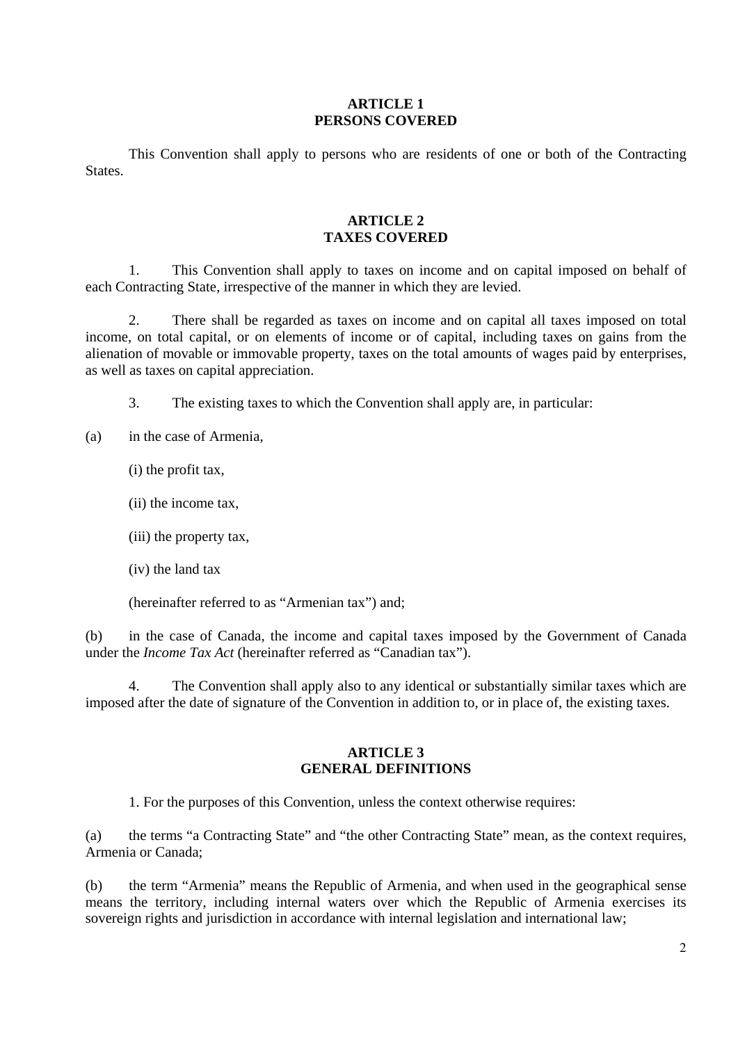**ARTICLE 1**
**PERSONS COVERED**

This Convention shall apply to persons who are residents of one or both of the Contracting States.

**ARTICLE 2**
**TAXES COVERED**

1. This Convention shall apply to taxes on income and on capital imposed on behalf of each Contracting State, irrespective of the manner in which they are levied.

2. There shall be regarded as taxes on income and on capital all taxes imposed on total income, on total capital, or on elements of income or of capital, including taxes on gains from the alienation of movable or immovable property, taxes on the total amounts of wages paid by enterprises, as well as taxes on capital appreciation.

3. The existing taxes to which the Convention shall apply are, in particular:

(a) in the case of Armenia,

(i) the profit tax,

(ii) the income tax,

(iii) the property tax,

(iv) the land tax

(hereinafter referred to as "Armenian tax") and;

(b) in the case of Canada, the income and capital taxes imposed by the Government of Canada under the *Income Tax Act* (hereinafter referred as "Canadian tax").

4. The Convention shall apply also to any identical or substantially similar taxes which are imposed after the date of signature of the Convention in addition to, or in place of, the existing taxes.

**ARTICLE 3**
**GENERAL DEFINITIONS**

1. For the purposes of this Convention, unless the context otherwise requires:

(a) the terms "a Contracting State" and "the other Contracting State" mean, as the context requires, Armenia or Canada;

(b) the term "Armenia" means the Republic of Armenia, and when used in the geographical sense means the territory, including internal waters over which the Republic of Armenia exercises its sovereign rights and jurisdiction in accordance with internal legislation and international law;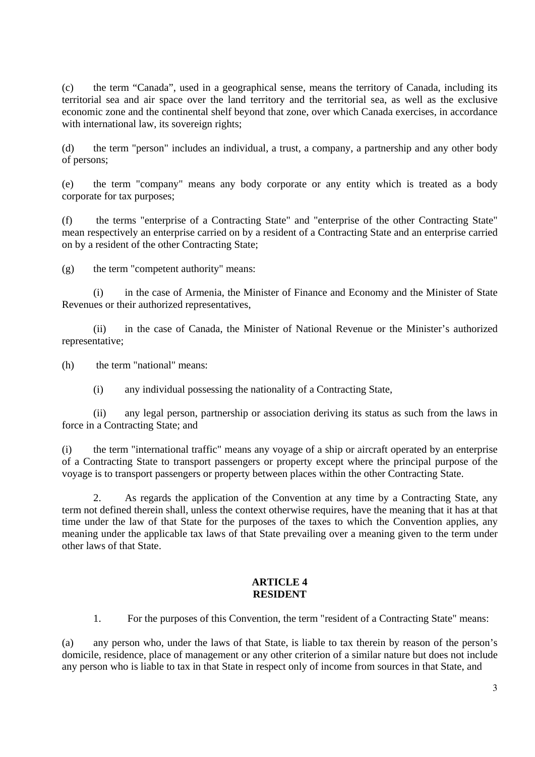(c) the term “Canada”, used in a geographical sense, means the territory of Canada, including its territorial sea and air space over the land territory and the territorial sea, as well as the exclusive economic zone and the continental shelf beyond that zone, over which Canada exercises, in accordance with international law, its sovereign rights;

(d) the term "person" includes an individual, a trust, a company, a partnership and any other body of persons;

(e) the term "company" means any body corporate or any entity which is treated as a body corporate for tax purposes;

(f) the terms "enterprise of a Contracting State" and "enterprise of the other Contracting State" mean respectively an enterprise carried on by a resident of a Contracting State and an enterprise carried on by a resident of the other Contracting State;

(g) the term "competent authority" means:

(i) in the case of Armenia, the Minister of Finance and Economy and the Minister of State Revenues or their authorized representatives,

(ii) in the case of Canada, the Minister of National Revenue or the Minister’s authorized representative;

(h) the term "national" means:

(i) any individual possessing the nationality of a Contracting State,

(ii) any legal person, partnership or association deriving its status as such from the laws in force in a Contracting State; and

(i) the term "international traffic" means any voyage of a ship or aircraft operated by an enterprise of a Contracting State to transport passengers or property except where the principal purpose of the voyage is to transport passengers or property between places within the other Contracting State.

2. As regards the application of the Convention at any time by a Contracting State, any term not defined therein shall, unless the context otherwise requires, have the meaning that it has at that time under the law of that State for the purposes of the taxes to which the Convention applies, any meaning under the applicable tax laws of that State prevailing over a meaning given to the term under other laws of that State.

## ARTICLE 4
## RESIDENT

1. For the purposes of this Convention, the term "resident of a Contracting State" means:

(a) any person who, under the laws of that State, is liable to tax therein by reason of the person’s domicile, residence, place of management or any other criterion of a similar nature but does not include any person who is liable to tax in that State in respect only of income from sources in that State, and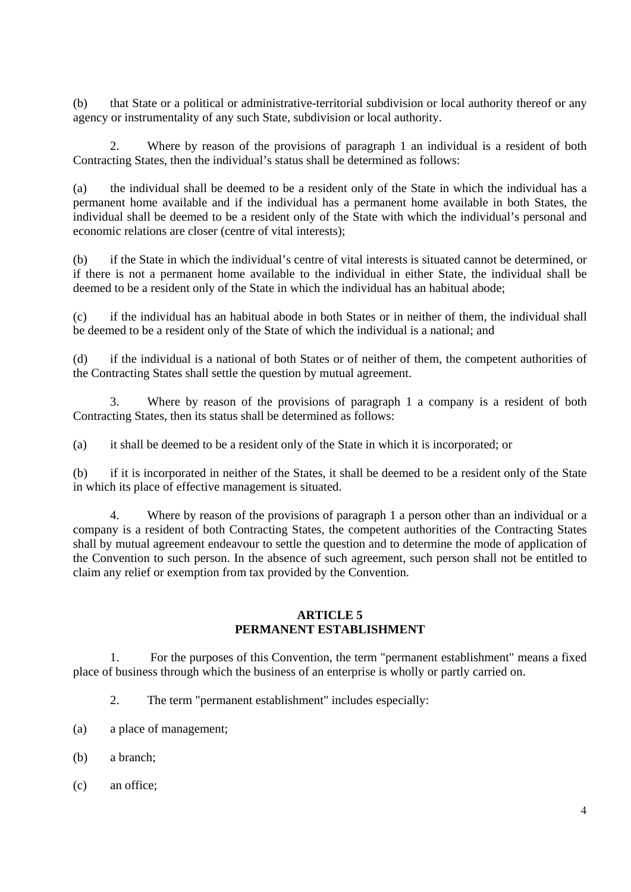(b) that State or a political or administrative-territorial subdivision or local authority thereof or any agency or instrumentality of any such State, subdivision or local authority.

2. Where by reason of the provisions of paragraph 1 an individual is a resident of both Contracting States, then the individual's status shall be determined as follows:

(a) the individual shall be deemed to be a resident only of the State in which the individual has a permanent home available and if the individual has a permanent home available in both States, the individual shall be deemed to be a resident only of the State with which the individual's personal and economic relations are closer (centre of vital interests);

(b) if the State in which the individual's centre of vital interests is situated cannot be determined, or if there is not a permanent home available to the individual in either State, the individual shall be deemed to be a resident only of the State in which the individual has an habitual abode;

(c) if the individual has an habitual abode in both States or in neither of them, the individual shall be deemed to be a resident only of the State of which the individual is a national; and

(d) if the individual is a national of both States or of neither of them, the competent authorities of the Contracting States shall settle the question by mutual agreement.

3. Where by reason of the provisions of paragraph 1 a company is a resident of both Contracting States, then its status shall be determined as follows:

(a) it shall be deemed to be a resident only of the State in which it is incorporated; or

(b) if it is incorporated in neither of the States, it shall be deemed to be a resident only of the State in which its place of effective management is situated.

4. Where by reason of the provisions of paragraph 1 a person other than an individual or a company is a resident of both Contracting States, the competent authorities of the Contracting States shall by mutual agreement endeavour to settle the question and to determine the mode of application of the Convention to such person. In the absence of such agreement, such person shall not be entitled to claim any relief or exemption from tax provided by the Convention.

## ARTICLE 5
## PERMANENT ESTABLISHMENT

1. For the purposes of this Convention, the term "permanent establishment" means a fixed place of business through which the business of an enterprise is wholly or partly carried on.

2. The term "permanent establishment" includes especially:

(a) a place of management;

(b) a branch;

(c) an office;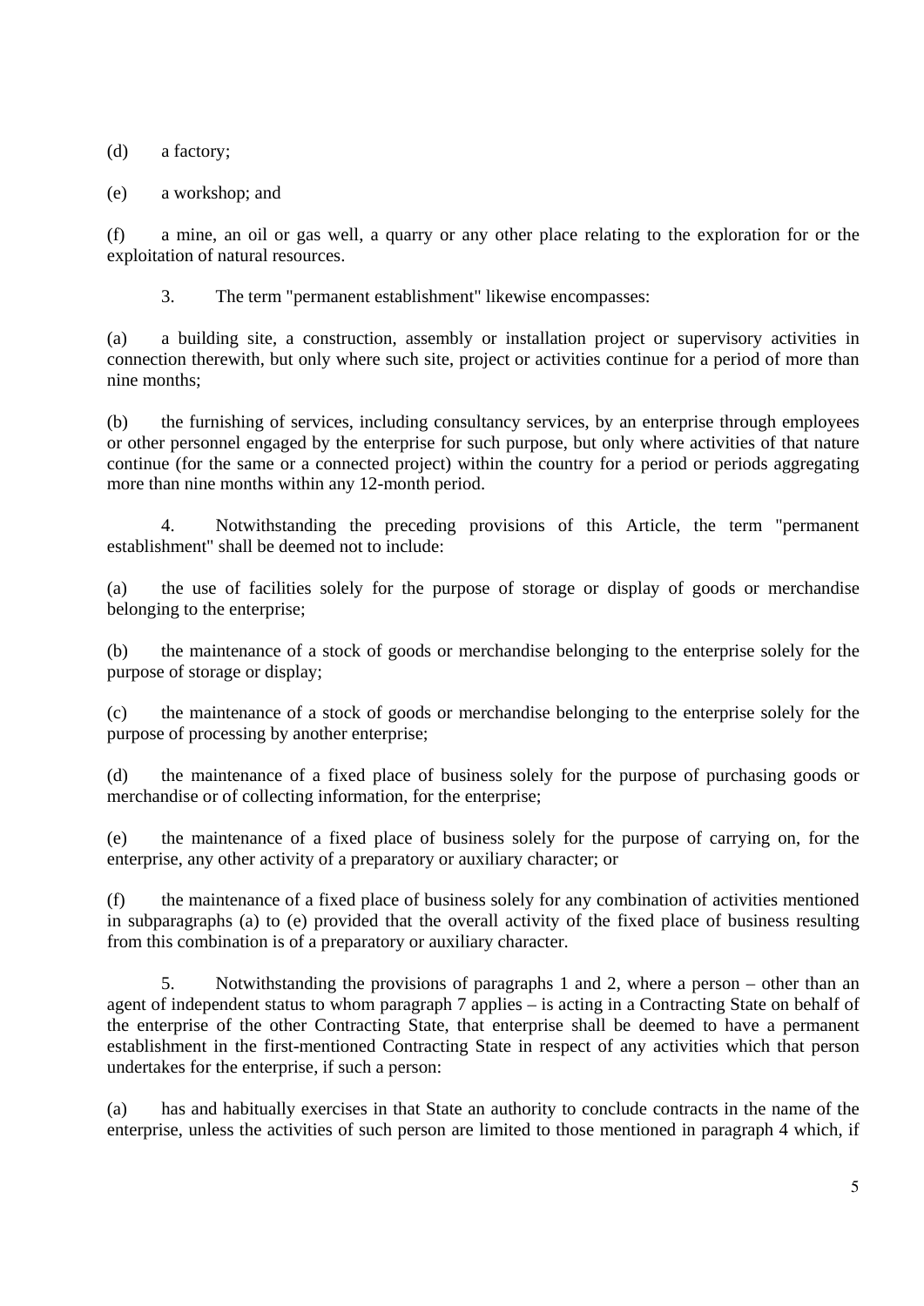(d) a factory;

(e) a workshop; and

(f) a mine, an oil or gas well, a quarry or any other place relating to the exploration for or the exploitation of natural resources.

3. The term "permanent establishment" likewise encompasses:

(a) a building site, a construction, assembly or installation project or supervisory activities in connection therewith, but only where such site, project or activities continue for a period of more than nine months;

(b) the furnishing of services, including consultancy services, by an enterprise through employees or other personnel engaged by the enterprise for such purpose, but only where activities of that nature continue (for the same or a connected project) within the country for a period or periods aggregating more than nine months within any 12-month period.

4. Notwithstanding the preceding provisions of this Article, the term "permanent establishment" shall be deemed not to include:

(a) the use of facilities solely for the purpose of storage or display of goods or merchandise belonging to the enterprise;

(b) the maintenance of a stock of goods or merchandise belonging to the enterprise solely for the purpose of storage or display;

(c) the maintenance of a stock of goods or merchandise belonging to the enterprise solely for the purpose of processing by another enterprise;

(d) the maintenance of a fixed place of business solely for the purpose of purchasing goods or merchandise or of collecting information, for the enterprise;

(e) the maintenance of a fixed place of business solely for the purpose of carrying on, for the enterprise, any other activity of a preparatory or auxiliary character; or

(f) the maintenance of a fixed place of business solely for any combination of activities mentioned in subparagraphs (a) to (e) provided that the overall activity of the fixed place of business resulting from this combination is of a preparatory or auxiliary character.

5. Notwithstanding the provisions of paragraphs 1 and 2, where a person – other than an agent of independent status to whom paragraph 7 applies – is acting in a Contracting State on behalf of the enterprise of the other Contracting State, that enterprise shall be deemed to have a permanent establishment in the first-mentioned Contracting State in respect of any activities which that person undertakes for the enterprise, if such a person:

(a) has and habitually exercises in that State an authority to conclude contracts in the name of the enterprise, unless the activities of such person are limited to those mentioned in paragraph 4 which, if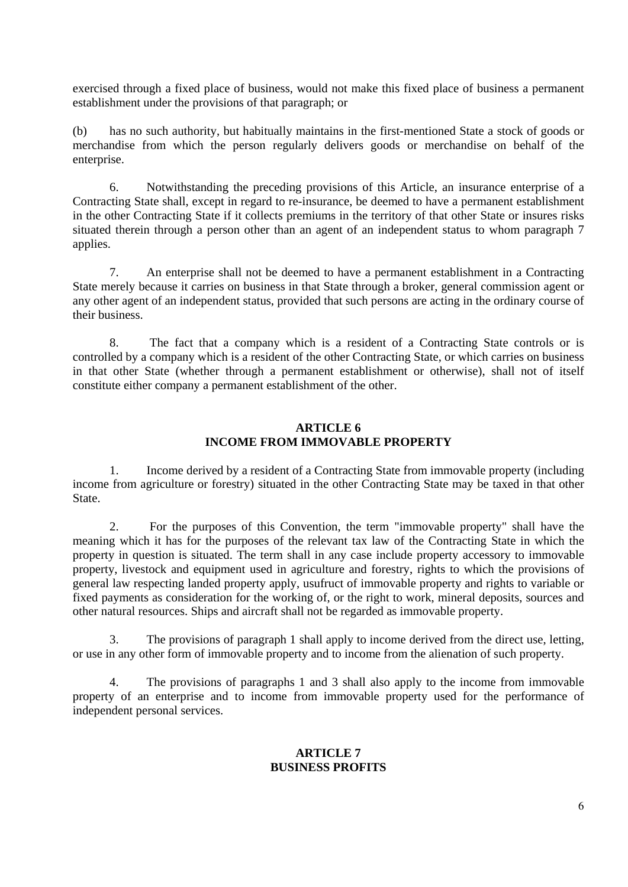exercised through a fixed place of business, would not make this fixed place of business a permanent establishment under the provisions of that paragraph; or

(b) has no such authority, but habitually maintains in the first-mentioned State a stock of goods or merchandise from which the person regularly delivers goods or merchandise on behalf of the enterprise.

6. Notwithstanding the preceding provisions of this Article, an insurance enterprise of a Contracting State shall, except in regard to re-insurance, be deemed to have a permanent establishment in the other Contracting State if it collects premiums in the territory of that other State or insures risks situated therein through a person other than an agent of an independent status to whom paragraph 7 applies.

7. An enterprise shall not be deemed to have a permanent establishment in a Contracting State merely because it carries on business in that State through a broker, general commission agent or any other agent of an independent status, provided that such persons are acting in the ordinary course of their business.

8. The fact that a company which is a resident of a Contracting State controls or is controlled by a company which is a resident of the other Contracting State, or which carries on business in that other State (whether through a permanent establishment or otherwise), shall not of itself constitute either company a permanent establishment of the other.

## ARTICLE 6
## INCOME FROM IMMOVABLE PROPERTY

1. Income derived by a resident of a Contracting State from immovable property (including income from agriculture or forestry) situated in the other Contracting State may be taxed in that other State.

2. For the purposes of this Convention, the term "immovable property" shall have the meaning which it has for the purposes of the relevant tax law of the Contracting State in which the property in question is situated. The term shall in any case include property accessory to immovable property, livestock and equipment used in agriculture and forestry, rights to which the provisions of general law respecting landed property apply, usufruct of immovable property and rights to variable or fixed payments as consideration for the working of, or the right to work, mineral deposits, sources and other natural resources. Ships and aircraft shall not be regarded as immovable property.

3. The provisions of paragraph 1 shall apply to income derived from the direct use, letting, or use in any other form of immovable property and to income from the alienation of such property.

4. The provisions of paragraphs 1 and 3 shall also apply to the income from immovable property of an enterprise and to income from immovable property used for the performance of independent personal services.

## ARTICLE 7
## BUSINESS PROFITS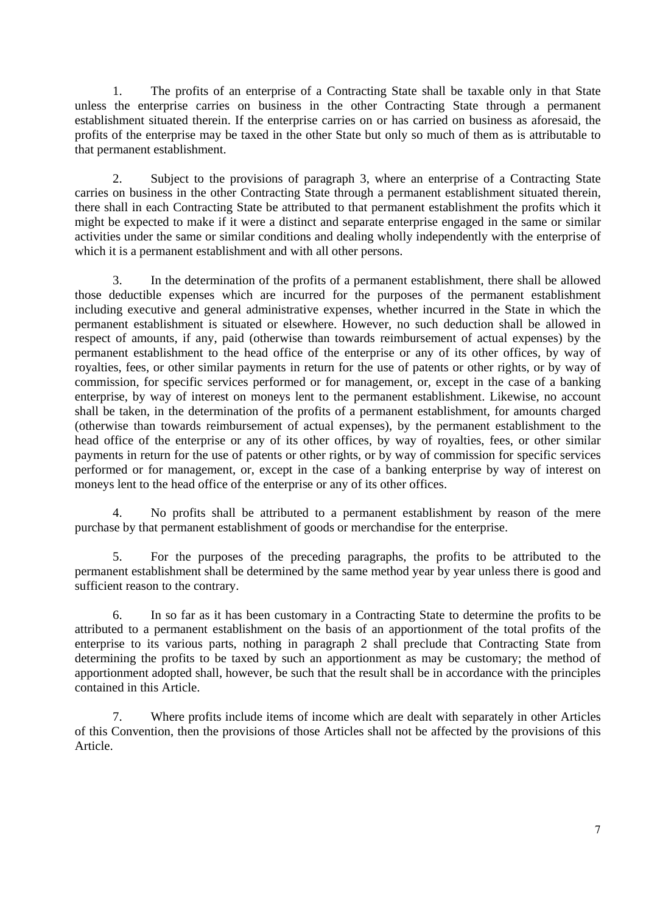1. The profits of an enterprise of a Contracting State shall be taxable only in that State unless the enterprise carries on business in the other Contracting State through a permanent establishment situated therein. If the enterprise carries on or has carried on business as aforesaid, the profits of the enterprise may be taxed in the other State but only so much of them as is attributable to that permanent establishment.

2. Subject to the provisions of paragraph 3, where an enterprise of a Contracting State carries on business in the other Contracting State through a permanent establishment situated therein, there shall in each Contracting State be attributed to that permanent establishment the profits which it might be expected to make if it were a distinct and separate enterprise engaged in the same or similar activities under the same or similar conditions and dealing wholly independently with the enterprise of which it is a permanent establishment and with all other persons.

3. In the determination of the profits of a permanent establishment, there shall be allowed those deductible expenses which are incurred for the purposes of the permanent establishment including executive and general administrative expenses, whether incurred in the State in which the permanent establishment is situated or elsewhere. However, no such deduction shall be allowed in respect of amounts, if any, paid (otherwise than towards reimbursement of actual expenses) by the permanent establishment to the head office of the enterprise or any of its other offices, by way of royalties, fees, or other similar payments in return for the use of patents or other rights, or by way of commission, for specific services performed or for management, or, except in the case of a banking enterprise, by way of interest on moneys lent to the permanent establishment. Likewise, no account shall be taken, in the determination of the profits of a permanent establishment, for amounts charged (otherwise than towards reimbursement of actual expenses), by the permanent establishment to the head office of the enterprise or any of its other offices, by way of royalties, fees, or other similar payments in return for the use of patents or other rights, or by way of commission for specific services performed or for management, or, except in the case of a banking enterprise by way of interest on moneys lent to the head office of the enterprise or any of its other offices.

4. No profits shall be attributed to a permanent establishment by reason of the mere purchase by that permanent establishment of goods or merchandise for the enterprise.

5. For the purposes of the preceding paragraphs, the profits to be attributed to the permanent establishment shall be determined by the same method year by year unless there is good and sufficient reason to the contrary.

6. In so far as it has been customary in a Contracting State to determine the profits to be attributed to a permanent establishment on the basis of an apportionment of the total profits of the enterprise to its various parts, nothing in paragraph 2 shall preclude that Contracting State from determining the profits to be taxed by such an apportionment as may be customary; the method of apportionment adopted shall, however, be such that the result shall be in accordance with the principles contained in this Article.

7. Where profits include items of income which are dealt with separately in other Articles of this Convention, then the provisions of those Articles shall not be affected by the provisions of this Article.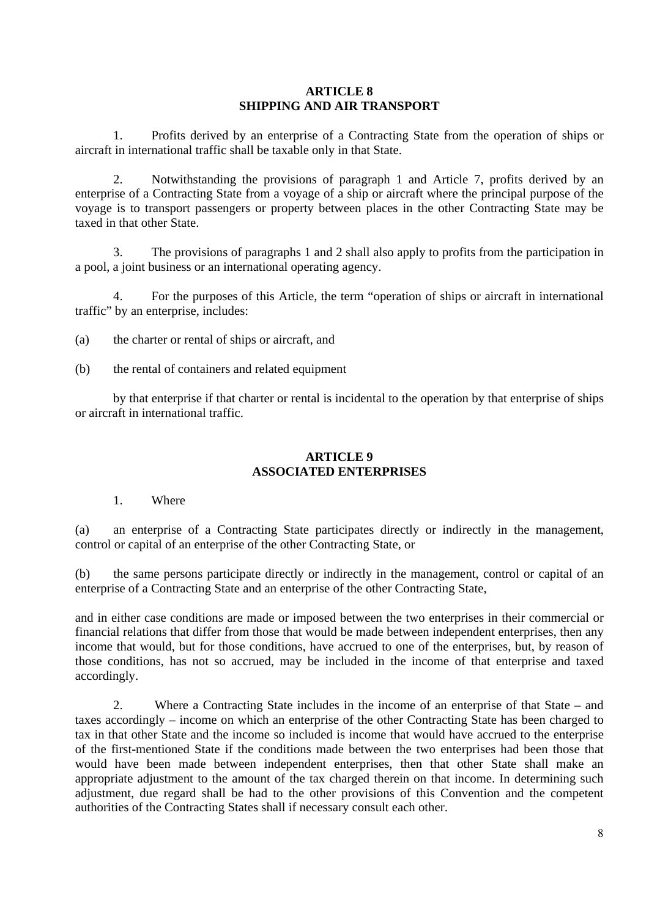## ARTICLE 8
## SHIPPING AND AIR TRANSPORT

1. Profits derived by an enterprise of a Contracting State from the operation of ships or aircraft in international traffic shall be taxable only in that State.

2. Notwithstanding the provisions of paragraph 1 and Article 7, profits derived by an enterprise of a Contracting State from a voyage of a ship or aircraft where the principal purpose of the voyage is to transport passengers or property between places in the other Contracting State may be taxed in that other State.

3. The provisions of paragraphs 1 and 2 shall also apply to profits from the participation in a pool, a joint business or an international operating agency.

4. For the purposes of this Article, the term "operation of ships or aircraft in international traffic" by an enterprise, includes:

(a) the charter or rental of ships or aircraft, and

(b) the rental of containers and related equipment

by that enterprise if that charter or rental is incidental to the operation by that enterprise of ships or aircraft in international traffic.

## ARTICLE 9
## ASSOCIATED ENTERPRISES

1. Where

(a) an enterprise of a Contracting State participates directly or indirectly in the management, control or capital of an enterprise of the other Contracting State, or

(b) the same persons participate directly or indirectly in the management, control or capital of an enterprise of a Contracting State and an enterprise of the other Contracting State,

and in either case conditions are made or imposed between the two enterprises in their commercial or financial relations that differ from those that would be made between independent enterprises, then any income that would, but for those conditions, have accrued to one of the enterprises, but, by reason of those conditions, has not so accrued, may be included in the income of that enterprise and taxed accordingly.

2. Where a Contracting State includes in the income of an enterprise of that State – and taxes accordingly – income on which an enterprise of the other Contracting State has been charged to tax in that other State and the income so included is income that would have accrued to the enterprise of the first-mentioned State if the conditions made between the two enterprises had been those that would have been made between independent enterprises, then that other State shall make an appropriate adjustment to the amount of the tax charged therein on that income. In determining such adjustment, due regard shall be had to the other provisions of this Convention and the competent authorities of the Contracting States shall if necessary consult each other.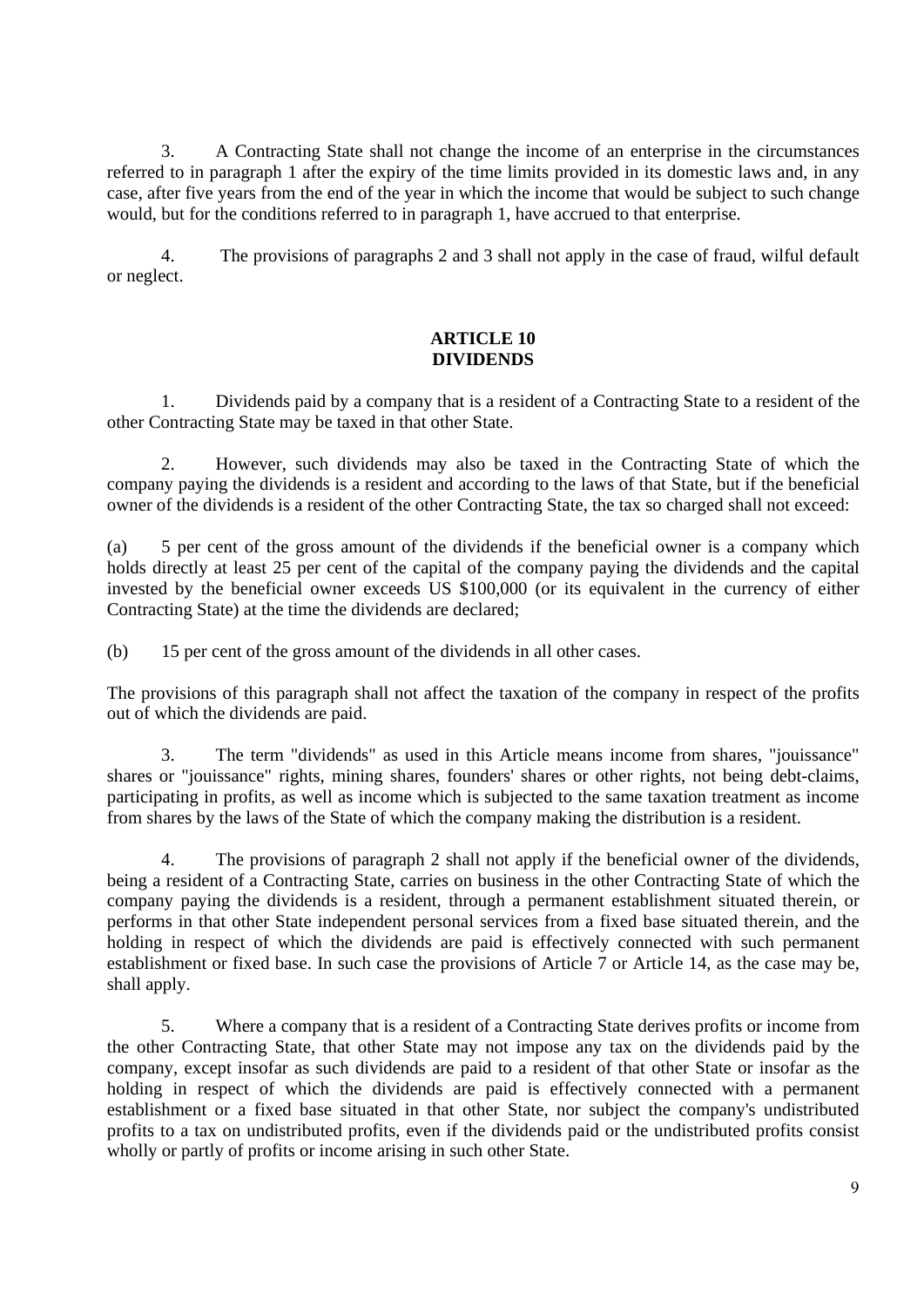3. A Contracting State shall not change the income of an enterprise in the circumstances referred to in paragraph 1 after the expiry of the time limits provided in its domestic laws and, in any case, after five years from the end of the year in which the income that would be subject to such change would, but for the conditions referred to in paragraph 1, have accrued to that enterprise.

4. The provisions of paragraphs 2 and 3 shall not apply in the case of fraud, wilful default or neglect.

## ARTICLE 10
## DIVIDENDS

1. Dividends paid by a company that is a resident of a Contracting State to a resident of the other Contracting State may be taxed in that other State.

2. However, such dividends may also be taxed in the Contracting State of which the company paying the dividends is a resident and according to the laws of that State, but if the beneficial owner of the dividends is a resident of the other Contracting State, the tax so charged shall not exceed:

(a) 5 per cent of the gross amount of the dividends if the beneficial owner is a company which holds directly at least 25 per cent of the capital of the company paying the dividends and the capital invested by the beneficial owner exceeds US $100,000 (or its equivalent in the currency of either Contracting State) at the time the dividends are declared;

(b) 15 per cent of the gross amount of the dividends in all other cases.

The provisions of this paragraph shall not affect the taxation of the company in respect of the profits out of which the dividends are paid.

3. The term "dividends" as used in this Article means income from shares, "jouissance" shares or "jouissance" rights, mining shares, founders' shares or other rights, not being debt-claims, participating in profits, as well as income which is subjected to the same taxation treatment as income from shares by the laws of the State of which the company making the distribution is a resident.

4. The provisions of paragraph 2 shall not apply if the beneficial owner of the dividends, being a resident of a Contracting State, carries on business in the other Contracting State of which the company paying the dividends is a resident, through a permanent establishment situated therein, or performs in that other State independent personal services from a fixed base situated therein, and the holding in respect of which the dividends are paid is effectively connected with such permanent establishment or fixed base. In such case the provisions of Article 7 or Article 14, as the case may be, shall apply.

5. Where a company that is a resident of a Contracting State derives profits or income from the other Contracting State, that other State may not impose any tax on the dividends paid by the company, except insofar as such dividends are paid to a resident of that other State or insofar as the holding in respect of which the dividends are paid is effectively connected with a permanent establishment or a fixed base situated in that other State, nor subject the company's undistributed profits to a tax on undistributed profits, even if the dividends paid or the undistributed profits consist wholly or partly of profits or income arising in such other State.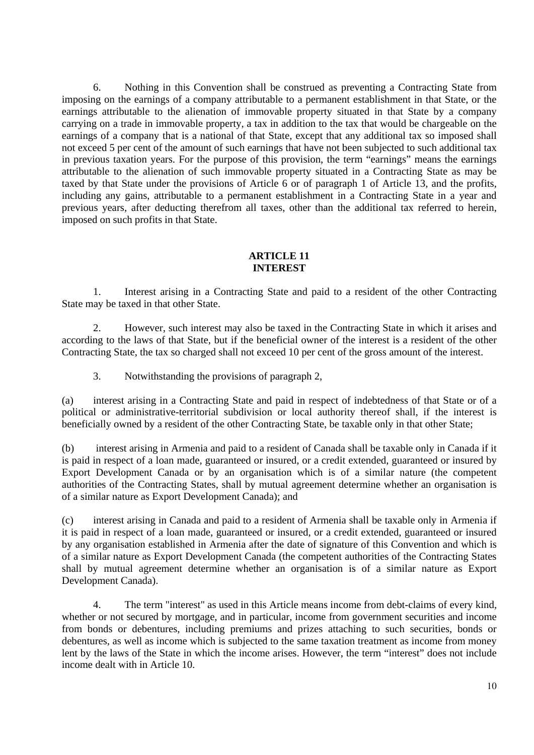6. Nothing in this Convention shall be construed as preventing a Contracting State from imposing on the earnings of a company attributable to a permanent establishment in that State, or the earnings attributable to the alienation of immovable property situated in that State by a company carrying on a trade in immovable property, a tax in addition to the tax that would be chargeable on the earnings of a company that is a national of that State, except that any additional tax so imposed shall not exceed 5 per cent of the amount of such earnings that have not been subjected to such additional tax in previous taxation years. For the purpose of this provision, the term "earnings" means the earnings attributable to the alienation of such immovable property situated in a Contracting State as may be taxed by that State under the provisions of Article 6 or of paragraph 1 of Article 13, and the profits, including any gains, attributable to a permanent establishment in a Contracting State in a year and previous years, after deducting therefrom all taxes, other than the additional tax referred to herein, imposed on such profits in that State.

## ARTICLE 11
## INTEREST

1. Interest arising in a Contracting State and paid to a resident of the other Contracting State may be taxed in that other State.

2. However, such interest may also be taxed in the Contracting State in which it arises and according to the laws of that State, but if the beneficial owner of the interest is a resident of the other Contracting State, the tax so charged shall not exceed 10 per cent of the gross amount of the interest.

3. Notwithstanding the provisions of paragraph 2,

(a) interest arising in a Contracting State and paid in respect of indebtedness of that State or of a political or administrative-territorial subdivision or local authority thereof shall, if the interest is beneficially owned by a resident of the other Contracting State, be taxable only in that other State;

(b) interest arising in Armenia and paid to a resident of Canada shall be taxable only in Canada if it is paid in respect of a loan made, guaranteed or insured, or a credit extended, guaranteed or insured by Export Development Canada or by an organisation which is of a similar nature (the competent authorities of the Contracting States, shall by mutual agreement determine whether an organisation is of a similar nature as Export Development Canada); and

(c) interest arising in Canada and paid to a resident of Armenia shall be taxable only in Armenia if it is paid in respect of a loan made, guaranteed or insured, or a credit extended, guaranteed or insured by any organisation established in Armenia after the date of signature of this Convention and which is of a similar nature as Export Development Canada (the competent authorities of the Contracting States shall by mutual agreement determine whether an organisation is of a similar nature as Export Development Canada).

4. The term "interest" as used in this Article means income from debt-claims of every kind, whether or not secured by mortgage, and in particular, income from government securities and income from bonds or debentures, including premiums and prizes attaching to such securities, bonds or debentures, as well as income which is subjected to the same taxation treatment as income from money lent by the laws of the State in which the income arises. However, the term "interest" does not include income dealt with in Article 10.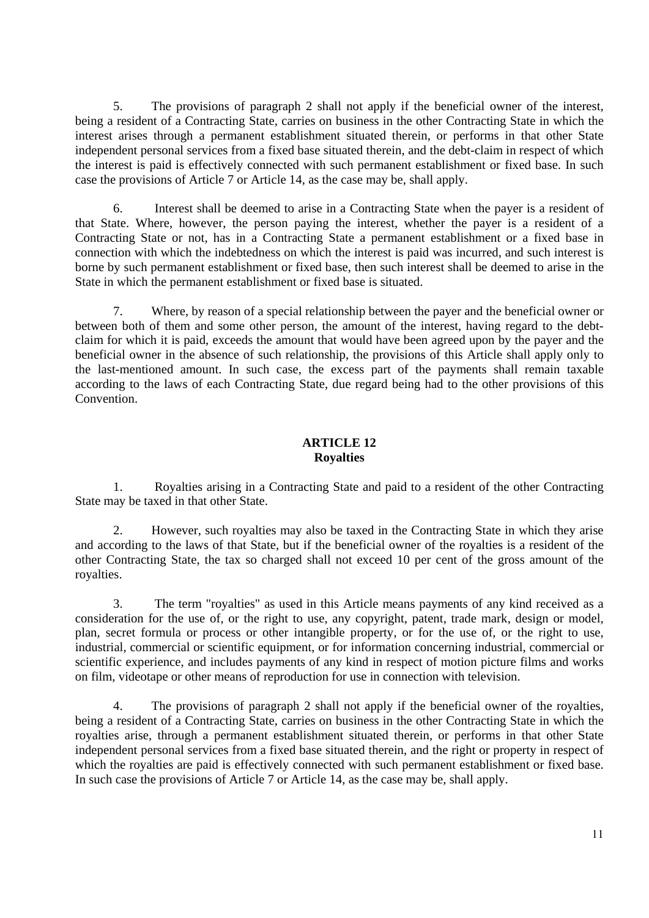5. The provisions of paragraph 2 shall not apply if the beneficial owner of the interest, being a resident of a Contracting State, carries on business in the other Contracting State in which the interest arises through a permanent establishment situated therein, or performs in that other State independent personal services from a fixed base situated therein, and the debt-claim in respect of which the interest is paid is effectively connected with such permanent establishment or fixed base. In such case the provisions of Article 7 or Article 14, as the case may be, shall apply.

6. Interest shall be deemed to arise in a Contracting State when the payer is a resident of that State. Where, however, the person paying the interest, whether the payer is a resident of a Contracting State or not, has in a Contracting State a permanent establishment or a fixed base in connection with which the indebtedness on which the interest is paid was incurred, and such interest is borne by such permanent establishment or fixed base, then such interest shall be deemed to arise in the State in which the permanent establishment or fixed base is situated.

7. Where, by reason of a special relationship between the payer and the beneficial owner or between both of them and some other person, the amount of the interest, having regard to the debt-claim for which it is paid, exceeds the amount that would have been agreed upon by the payer and the beneficial owner in the absence of such relationship, the provisions of this Article shall apply only to the last-mentioned amount. In such case, the excess part of the payments shall remain taxable according to the laws of each Contracting State, due regard being had to the other provisions of this Convention.

## ARTICLE 12
## Royalties

1. Royalties arising in a Contracting State and paid to a resident of the other Contracting State may be taxed in that other State.

2. However, such royalties may also be taxed in the Contracting State in which they arise and according to the laws of that State, but if the beneficial owner of the royalties is a resident of the other Contracting State, the tax so charged shall not exceed 10 per cent of the gross amount of the royalties.

3. The term "royalties" as used in this Article means payments of any kind received as a consideration for the use of, or the right to use, any copyright, patent, trade mark, design or model, plan, secret formula or process or other intangible property, or for the use of, or the right to use, industrial, commercial or scientific equipment, or for information concerning industrial, commercial or scientific experience, and includes payments of any kind in respect of motion picture films and works on film, videotape or other means of reproduction for use in connection with television.

4. The provisions of paragraph 2 shall not apply if the beneficial owner of the royalties, being a resident of a Contracting State, carries on business in the other Contracting State in which the royalties arise, through a permanent establishment situated therein, or performs in that other State independent personal services from a fixed base situated therein, and the right or property in respect of which the royalties are paid is effectively connected with such permanent establishment or fixed base. In such case the provisions of Article 7 or Article 14, as the case may be, shall apply.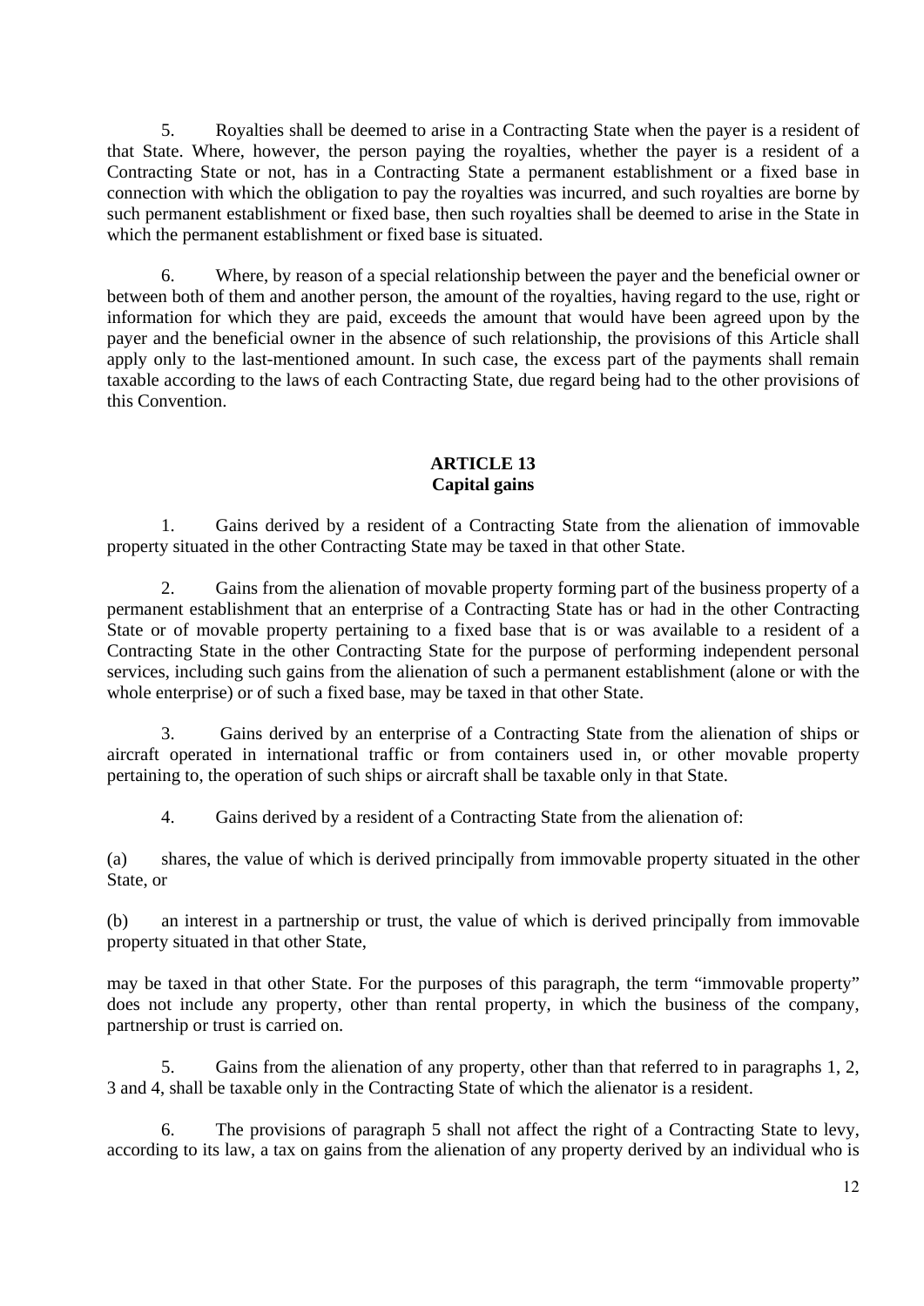5. Royalties shall be deemed to arise in a Contracting State when the payer is a resident of that State. Where, however, the person paying the royalties, whether the payer is a resident of a Contracting State or not, has in a Contracting State a permanent establishment or a fixed base in connection with which the obligation to pay the royalties was incurred, and such royalties are borne by such permanent establishment or fixed base, then such royalties shall be deemed to arise in the State in which the permanent establishment or fixed base is situated.

6. Where, by reason of a special relationship between the payer and the beneficial owner or between both of them and another person, the amount of the royalties, having regard to the use, right or information for which they are paid, exceeds the amount that would have been agreed upon by the payer and the beneficial owner in the absence of such relationship, the provisions of this Article shall apply only to the last-mentioned amount. In such case, the excess part of the payments shall remain taxable according to the laws of each Contracting State, due regard being had to the other provisions of this Convention.

## ARTICLE 13
## Capital gains

1. Gains derived by a resident of a Contracting State from the alienation of immovable property situated in the other Contracting State may be taxed in that other State.

2. Gains from the alienation of movable property forming part of the business property of a permanent establishment that an enterprise of a Contracting State has or had in the other Contracting State or of movable property pertaining to a fixed base that is or was available to a resident of a Contracting State in the other Contracting State for the purpose of performing independent personal services, including such gains from the alienation of such a permanent establishment (alone or with the whole enterprise) or of such a fixed base, may be taxed in that other State.

3. Gains derived by an enterprise of a Contracting State from the alienation of ships or aircraft operated in international traffic or from containers used in, or other movable property pertaining to, the operation of such ships or aircraft shall be taxable only in that State.

4. Gains derived by a resident of a Contracting State from the alienation of:

(a) shares, the value of which is derived principally from immovable property situated in the other State, or

(b) an interest in a partnership or trust, the value of which is derived principally from immovable property situated in that other State,

may be taxed in that other State. For the purposes of this paragraph, the term "immovable property" does not include any property, other than rental property, in which the business of the company, partnership or trust is carried on.

5. Gains from the alienation of any property, other than that referred to in paragraphs 1, 2, 3 and 4, shall be taxable only in the Contracting State of which the alienator is a resident.

6. The provisions of paragraph 5 shall not affect the right of a Contracting State to levy, according to its law, a tax on gains from the alienation of any property derived by an individual who is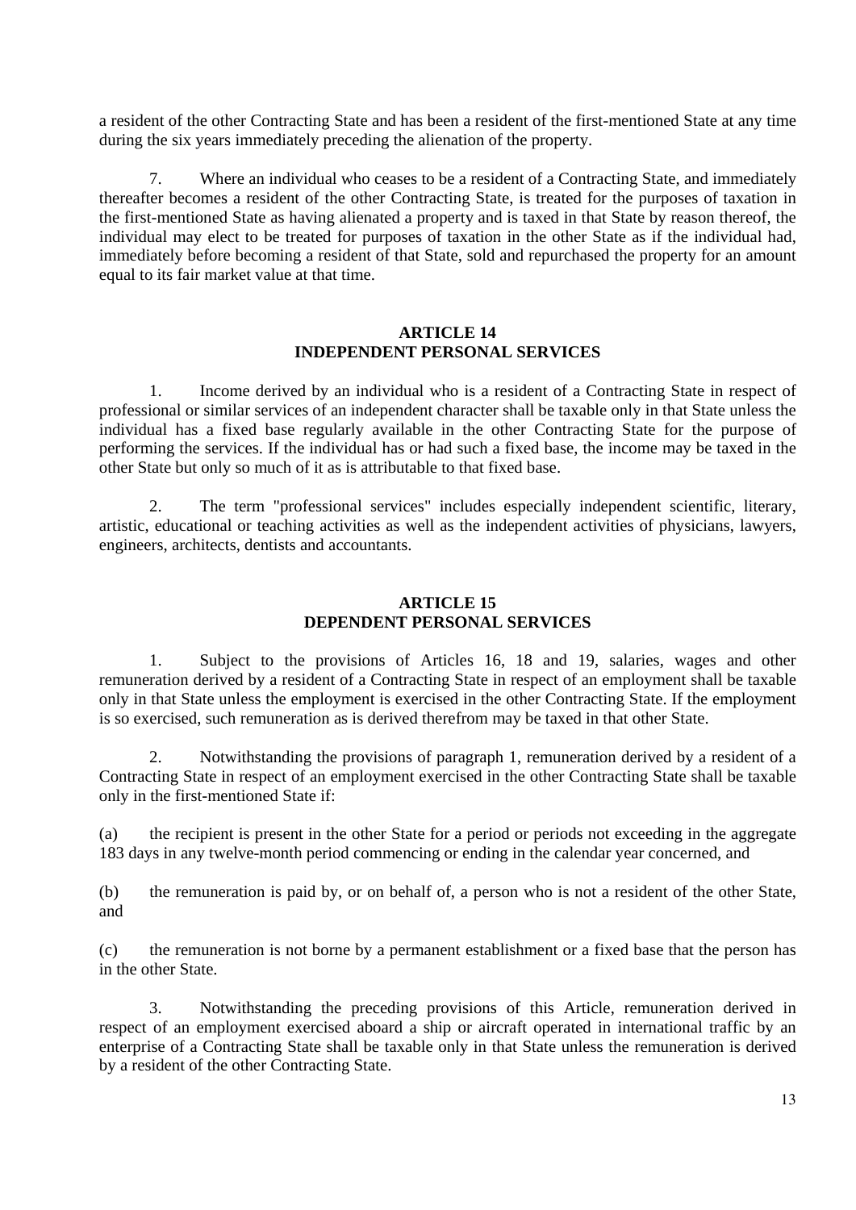a resident of the other Contracting State and has been a resident of the first-mentioned State at any time during the six years immediately preceding the alienation of the property.

7. Where an individual who ceases to be a resident of a Contracting State, and immediately thereafter becomes a resident of the other Contracting State, is treated for the purposes of taxation in the first-mentioned State as having alienated a property and is taxed in that State by reason thereof, the individual may elect to be treated for purposes of taxation in the other State as if the individual had, immediately before becoming a resident of that State, sold and repurchased the property for an amount equal to its fair market value at that time.

## ARTICLE 14
## INDEPENDENT PERSONAL SERVICES

1. Income derived by an individual who is a resident of a Contracting State in respect of professional or similar services of an independent character shall be taxable only in that State unless the individual has a fixed base regularly available in the other Contracting State for the purpose of performing the services. If the individual has or had such a fixed base, the income may be taxed in the other State but only so much of it as is attributable to that fixed base.

2. The term "professional services" includes especially independent scientific, literary, artistic, educational or teaching activities as well as the independent activities of physicians, lawyers, engineers, architects, dentists and accountants.

## ARTICLE 15
## DEPENDENT PERSONAL SERVICES

1. Subject to the provisions of Articles 16, 18 and 19, salaries, wages and other remuneration derived by a resident of a Contracting State in respect of an employment shall be taxable only in that State unless the employment is exercised in the other Contracting State. If the employment is so exercised, such remuneration as is derived therefrom may be taxed in that other State.

2. Notwithstanding the provisions of paragraph 1, remuneration derived by a resident of a Contracting State in respect of an employment exercised in the other Contracting State shall be taxable only in the first-mentioned State if:

(a) the recipient is present in the other State for a period or periods not exceeding in the aggregate 183 days in any twelve-month period commencing or ending in the calendar year concerned, and

(b) the remuneration is paid by, or on behalf of, a person who is not a resident of the other State, and

(c) the remuneration is not borne by a permanent establishment or a fixed base that the person has in the other State.

3. Notwithstanding the preceding provisions of this Article, remuneration derived in respect of an employment exercised aboard a ship or aircraft operated in international traffic by an enterprise of a Contracting State shall be taxable only in that State unless the remuneration is derived by a resident of the other Contracting State.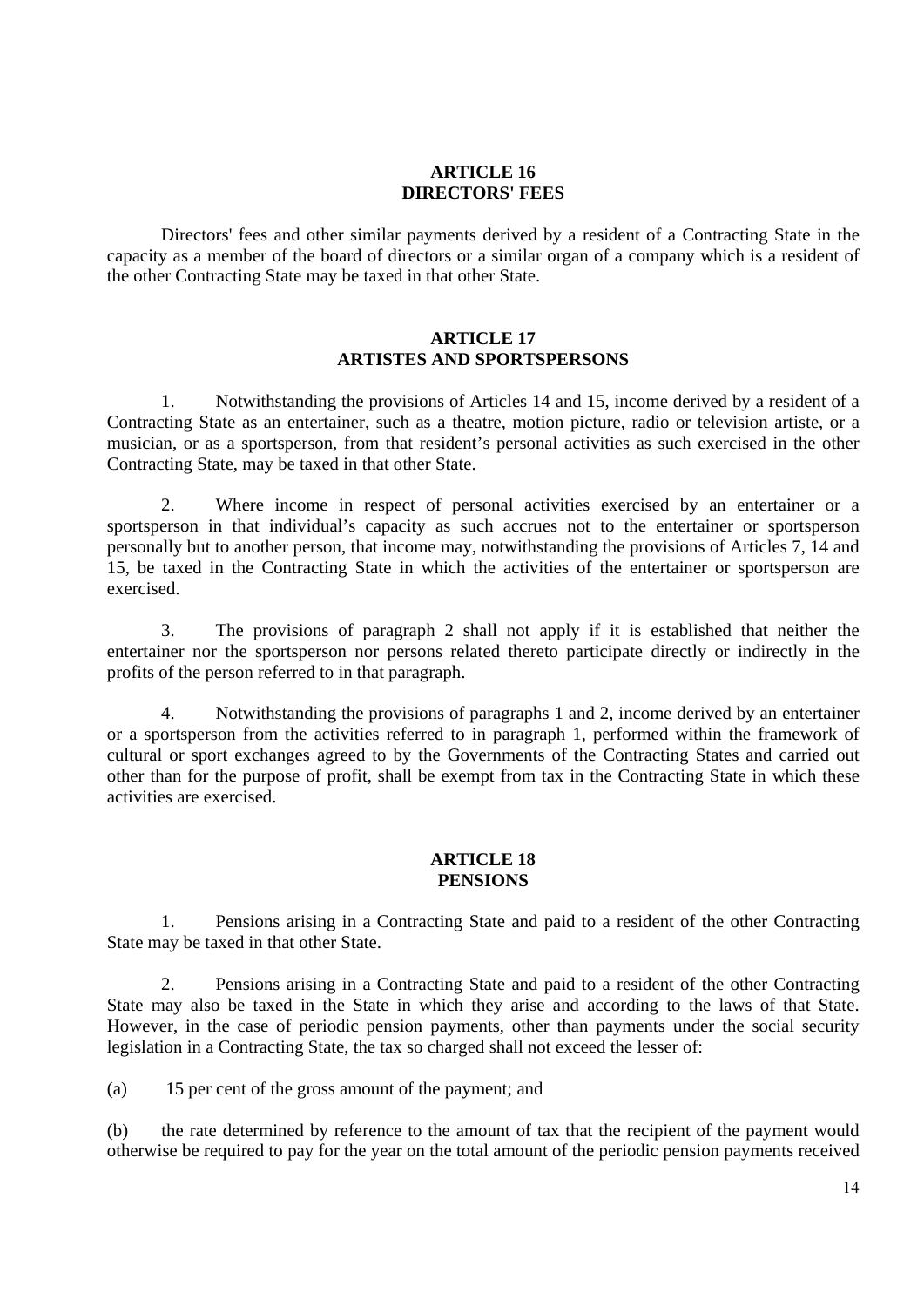## ARTICLE 16
## DIRECTORS' FEES

Directors' fees and other similar payments derived by a resident of a Contracting State in the capacity as a member of the board of directors or a similar organ of a company which is a resident of the other Contracting State may be taxed in that other State.

## ARTICLE 17
## ARTISTES AND SPORTSPERSONS

1. Notwithstanding the provisions of Articles 14 and 15, income derived by a resident of a Contracting State as an entertainer, such as a theatre, motion picture, radio or television artiste, or a musician, or as a sportsperson, from that resident's personal activities as such exercised in the other Contracting State, may be taxed in that other State.

2. Where income in respect of personal activities exercised by an entertainer or a sportsperson in that individual's capacity as such accrues not to the entertainer or sportsperson personally but to another person, that income may, notwithstanding the provisions of Articles 7, 14 and 15, be taxed in the Contracting State in which the activities of the entertainer or sportsperson are exercised.

3. The provisions of paragraph 2 shall not apply if it is established that neither the entertainer nor the sportsperson nor persons related thereto participate directly or indirectly in the profits of the person referred to in that paragraph.

4. Notwithstanding the provisions of paragraphs 1 and 2, income derived by an entertainer or a sportsperson from the activities referred to in paragraph 1, performed within the framework of cultural or sport exchanges agreed to by the Governments of the Contracting States and carried out other than for the purpose of profit, shall be exempt from tax in the Contracting State in which these activities are exercised.

## ARTICLE 18
## PENSIONS

1. Pensions arising in a Contracting State and paid to a resident of the other Contracting State may be taxed in that other State.

2. Pensions arising in a Contracting State and paid to a resident of the other Contracting State may also be taxed in the State in which they arise and according to the laws of that State. However, in the case of periodic pension payments, other than payments under the social security legislation in a Contracting State, the tax so charged shall not exceed the lesser of:

(a) 15 per cent of the gross amount of the payment; and

(b) the rate determined by reference to the amount of tax that the recipient of the payment would otherwise be required to pay for the year on the total amount of the periodic pension payments received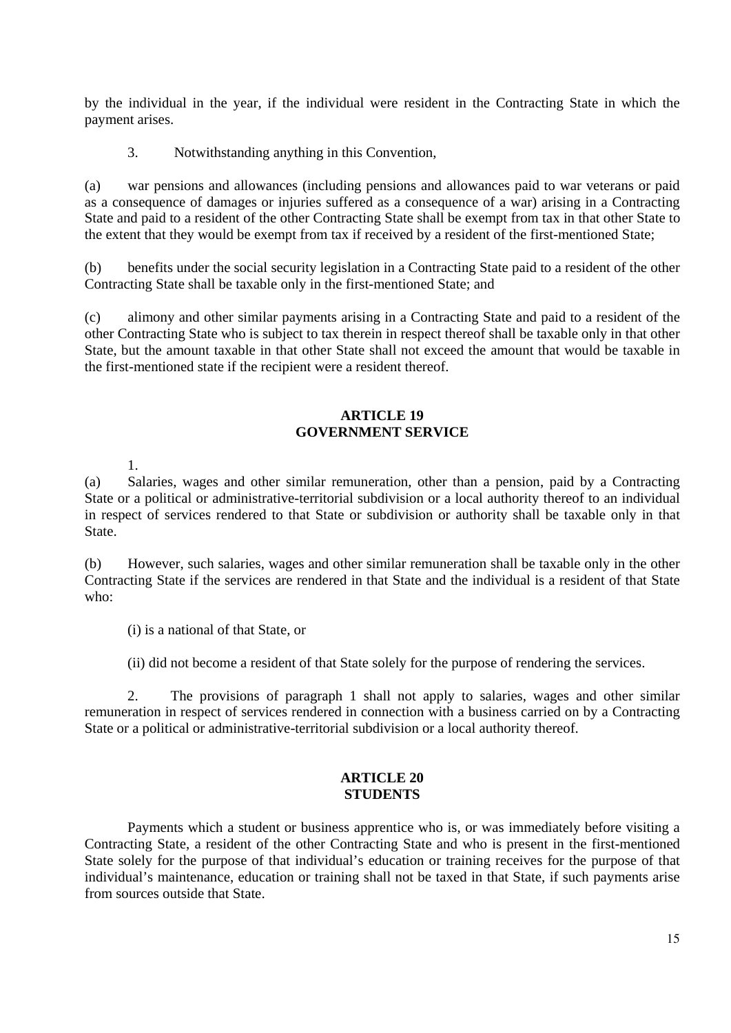by the individual in the year, if the individual were resident in the Contracting State in which the payment arises.

3. Notwithstanding anything in this Convention,

(a) war pensions and allowances (including pensions and allowances paid to war veterans or paid as a consequence of damages or injuries suffered as a consequence of a war) arising in a Contracting State and paid to a resident of the other Contracting State shall be exempt from tax in that other State to the extent that they would be exempt from tax if received by a resident of the first-mentioned State;

(b) benefits under the social security legislation in a Contracting State paid to a resident of the other Contracting State shall be taxable only in the first-mentioned State; and

(c) alimony and other similar payments arising in a Contracting State and paid to a resident of the other Contracting State who is subject to tax therein in respect thereof shall be taxable only in that other State, but the amount taxable in that other State shall not exceed the amount that would be taxable in the first-mentioned state if the recipient were a resident thereof.

## ARTICLE 19
## GOVERNMENT SERVICE

1.

(a) Salaries, wages and other similar remuneration, other than a pension, paid by a Contracting State or a political or administrative-territorial subdivision or a local authority thereof to an individual in respect of services rendered to that State or subdivision or authority shall be taxable only in that State.

(b) However, such salaries, wages and other similar remuneration shall be taxable only in the other Contracting State if the services are rendered in that State and the individual is a resident of that State who:

(i) is a national of that State, or

(ii) did not become a resident of that State solely for the purpose of rendering the services.

2. The provisions of paragraph 1 shall not apply to salaries, wages and other similar remuneration in respect of services rendered in connection with a business carried on by a Contracting State or a political or administrative-territorial subdivision or a local authority thereof.

## ARTICLE 20
## STUDENTS

Payments which a student or business apprentice who is, or was immediately before visiting a Contracting State, a resident of the other Contracting State and who is present in the first-mentioned State solely for the purpose of that individual's education or training receives for the purpose of that individual's maintenance, education or training shall not be taxed in that State, if such payments arise from sources outside that State.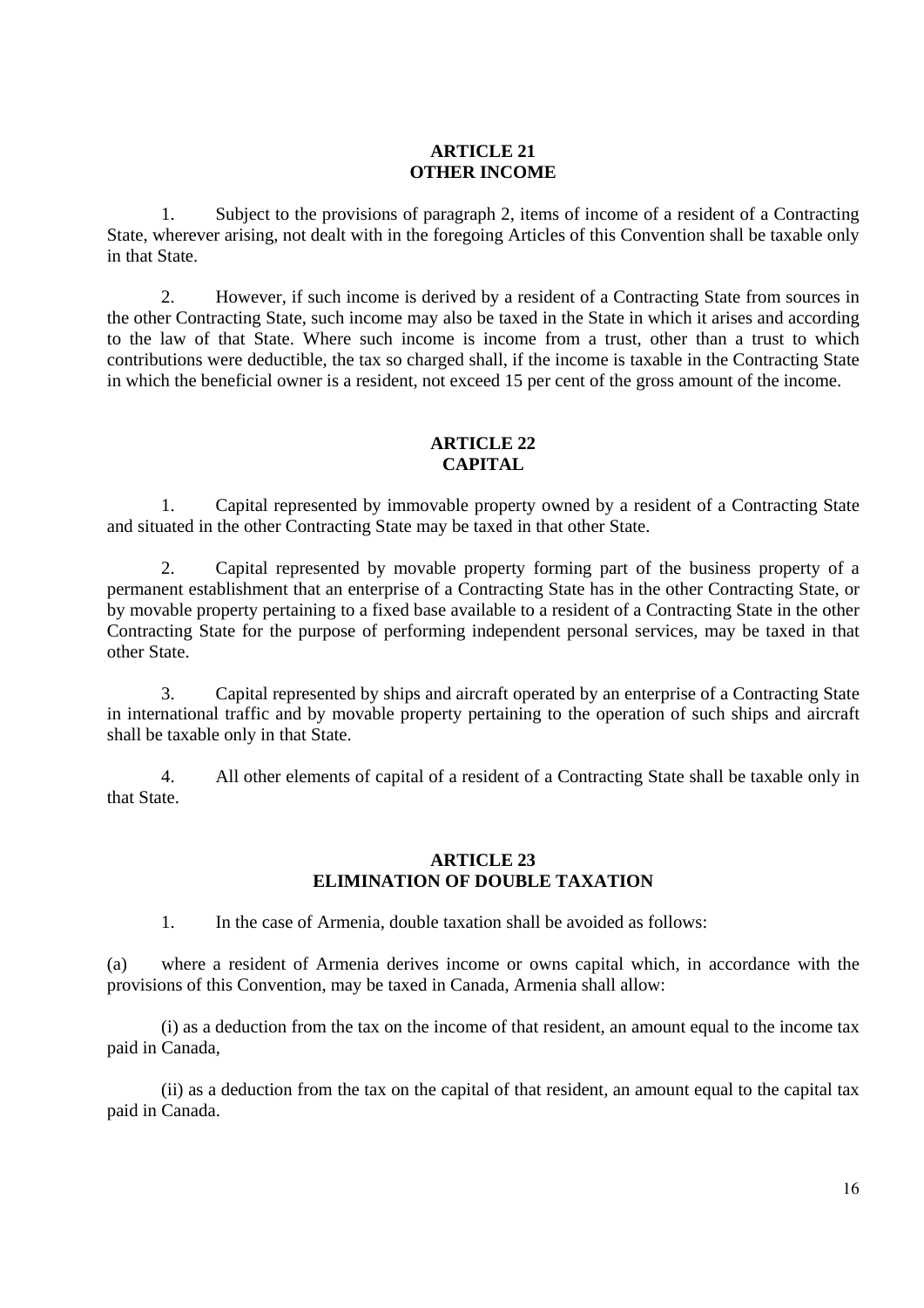## ARTICLE 21
## OTHER INCOME

1. Subject to the provisions of paragraph 2, items of income of a resident of a Contracting State, wherever arising, not dealt with in the foregoing Articles of this Convention shall be taxable only in that State.

2. However, if such income is derived by a resident of a Contracting State from sources in the other Contracting State, such income may also be taxed in the State in which it arises and according to the law of that State. Where such income is income from a trust, other than a trust to which contributions were deductible, the tax so charged shall, if the income is taxable in the Contracting State in which the beneficial owner is a resident, not exceed 15 per cent of the gross amount of the income.

## ARTICLE 22
## CAPITAL

1. Capital represented by immovable property owned by a resident of a Contracting State and situated in the other Contracting State may be taxed in that other State.

2. Capital represented by movable property forming part of the business property of a permanent establishment that an enterprise of a Contracting State has in the other Contracting State, or by movable property pertaining to a fixed base available to a resident of a Contracting State in the other Contracting State for the purpose of performing independent personal services, may be taxed in that other State.

3. Capital represented by ships and aircraft operated by an enterprise of a Contracting State in international traffic and by movable property pertaining to the operation of such ships and aircraft shall be taxable only in that State.

4. All other elements of capital of a resident of a Contracting State shall be taxable only in that State.

## ARTICLE 23
## ELIMINATION OF DOUBLE TAXATION

1. In the case of Armenia, double taxation shall be avoided as follows:

(a) where a resident of Armenia derives income or owns capital which, in accordance with the provisions of this Convention, may be taxed in Canada, Armenia shall allow:

(i) as a deduction from the tax on the income of that resident, an amount equal to the income tax paid in Canada,

(ii) as a deduction from the tax on the capital of that resident, an amount equal to the capital tax paid in Canada.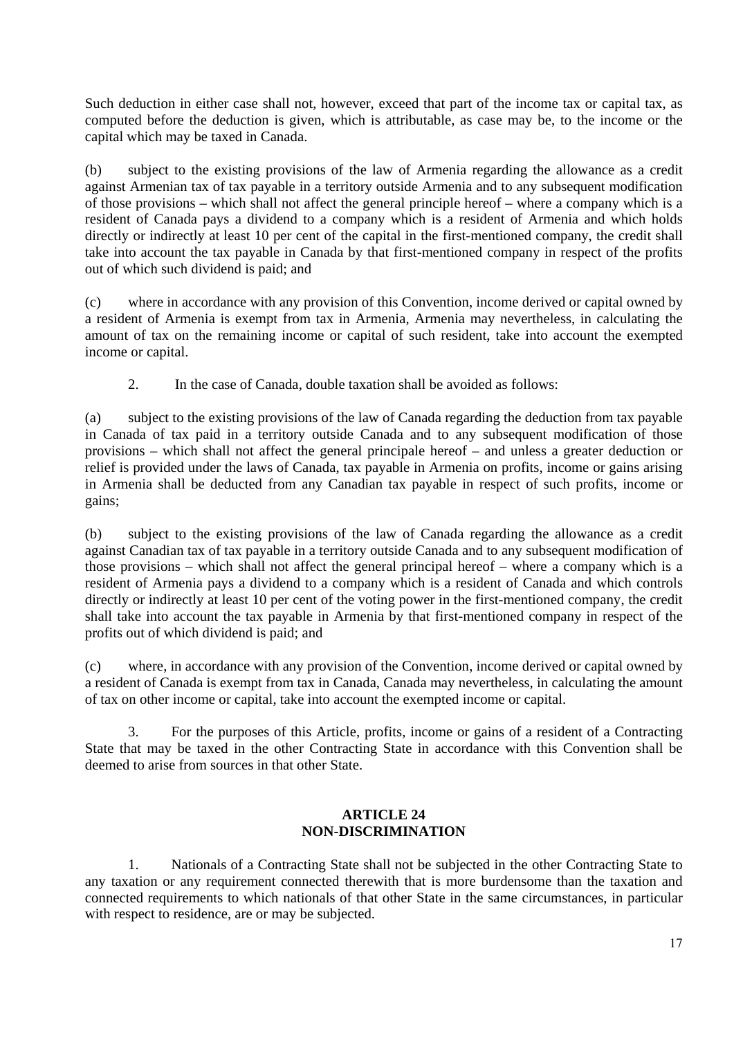Such deduction in either case shall not, however, exceed that part of the income tax or capital tax, as computed before the deduction is given, which is attributable, as case may be, to the income or the capital which may be taxed in Canada.

(b) subject to the existing provisions of the law of Armenia regarding the allowance as a credit against Armenian tax of tax payable in a territory outside Armenia and to any subsequent modification of those provisions – which shall not affect the general principle hereof – where a company which is a resident of Canada pays a dividend to a company which is a resident of Armenia and which holds directly or indirectly at least 10 per cent of the capital in the first-mentioned company, the credit shall take into account the tax payable in Canada by that first-mentioned company in respect of the profits out of which such dividend is paid; and

(c) where in accordance with any provision of this Convention, income derived or capital owned by a resident of Armenia is exempt from tax in Armenia, Armenia may nevertheless, in calculating the amount of tax on the remaining income or capital of such resident, take into account the exempted income or capital.

2. In the case of Canada, double taxation shall be avoided as follows:

(a) subject to the existing provisions of the law of Canada regarding the deduction from tax payable in Canada of tax paid in a territory outside Canada and to any subsequent modification of those provisions – which shall not affect the general principale hereof – and unless a greater deduction or relief is provided under the laws of Canada, tax payable in Armenia on profits, income or gains arising in Armenia shall be deducted from any Canadian tax payable in respect of such profits, income or gains;

(b) subject to the existing provisions of the law of Canada regarding the allowance as a credit against Canadian tax of tax payable in a territory outside Canada and to any subsequent modification of those provisions – which shall not affect the general principal hereof – where a company which is a resident of Armenia pays a dividend to a company which is a resident of Canada and which controls directly or indirectly at least 10 per cent of the voting power in the first-mentioned company, the credit shall take into account the tax payable in Armenia by that first-mentioned company in respect of the profits out of which dividend is paid; and

(c) where, in accordance with any provision of the Convention, income derived or capital owned by a resident of Canada is exempt from tax in Canada, Canada may nevertheless, in calculating the amount of tax on other income or capital, take into account the exempted income or capital.

3. For the purposes of this Article, profits, income or gains of a resident of a Contracting State that may be taxed in the other Contracting State in accordance with this Convention shall be deemed to arise from sources in that other State.

## ARTICLE 24
## NON-DISCRIMINATION

1. Nationals of a Contracting State shall not be subjected in the other Contracting State to any taxation or any requirement connected therewith that is more burdensome than the taxation and connected requirements to which nationals of that other State in the same circumstances, in particular with respect to residence, are or may be subjected.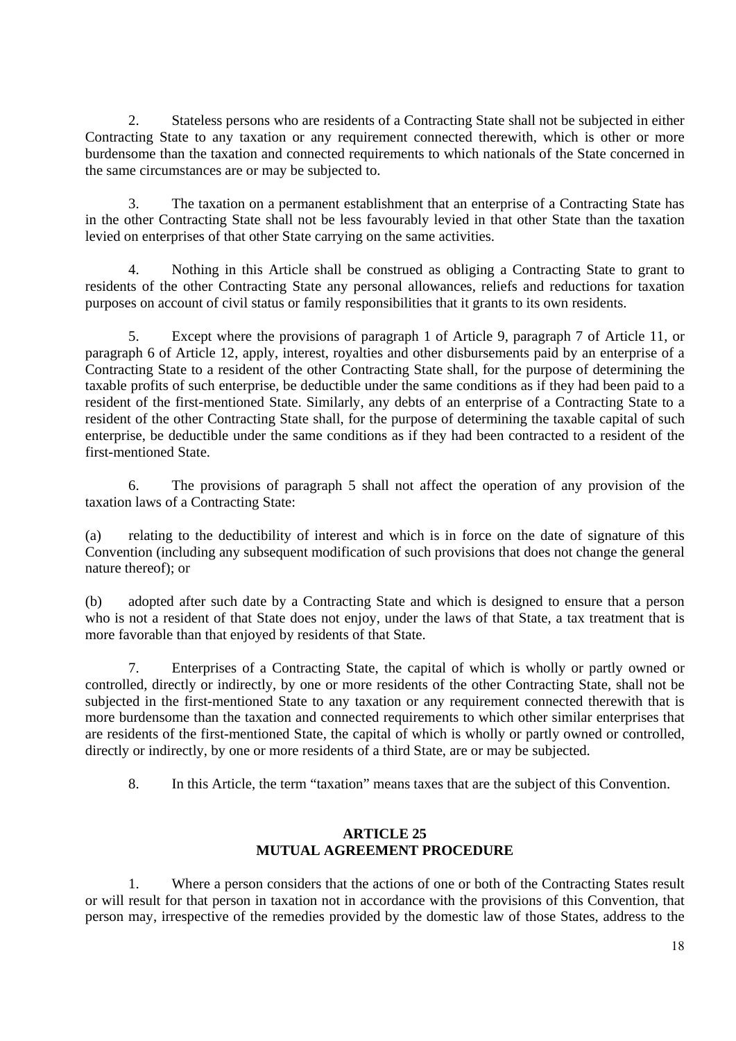2. Stateless persons who are residents of a Contracting State shall not be subjected in either Contracting State to any taxation or any requirement connected therewith, which is other or more burdensome than the taxation and connected requirements to which nationals of the State concerned in the same circumstances are or may be subjected to.

3. The taxation on a permanent establishment that an enterprise of a Contracting State has in the other Contracting State shall not be less favourably levied in that other State than the taxation levied on enterprises of that other State carrying on the same activities.

4. Nothing in this Article shall be construed as obliging a Contracting State to grant to residents of the other Contracting State any personal allowances, reliefs and reductions for taxation purposes on account of civil status or family responsibilities that it grants to its own residents.

5. Except where the provisions of paragraph 1 of Article 9, paragraph 7 of Article 11, or paragraph 6 of Article 12, apply, interest, royalties and other disbursements paid by an enterprise of a Contracting State to a resident of the other Contracting State shall, for the purpose of determining the taxable profits of such enterprise, be deductible under the same conditions as if they had been paid to a resident of the first-mentioned State. Similarly, any debts of an enterprise of a Contracting State to a resident of the other Contracting State shall, for the purpose of determining the taxable capital of such enterprise, be deductible under the same conditions as if they had been contracted to a resident of the first-mentioned State.

6. The provisions of paragraph 5 shall not affect the operation of any provision of the taxation laws of a Contracting State:

(a) relating to the deductibility of interest and which is in force on the date of signature of this Convention (including any subsequent modification of such provisions that does not change the general nature thereof); or

(b) adopted after such date by a Contracting State and which is designed to ensure that a person who is not a resident of that State does not enjoy, under the laws of that State, a tax treatment that is more favorable than that enjoyed by residents of that State.

7. Enterprises of a Contracting State, the capital of which is wholly or partly owned or controlled, directly or indirectly, by one or more residents of the other Contracting State, shall not be subjected in the first-mentioned State to any taxation or any requirement connected therewith that is more burdensome than the taxation and connected requirements to which other similar enterprises that are residents of the first-mentioned State, the capital of which is wholly or partly owned or controlled, directly or indirectly, by one or more residents of a third State, are or may be subjected.

8. In this Article, the term "taxation" means taxes that are the subject of this Convention.

## ARTICLE 25
## MUTUAL AGREEMENT PROCEDURE

1. Where a person considers that the actions of one or both of the Contracting States result or will result for that person in taxation not in accordance with the provisions of this Convention, that person may, irrespective of the remedies provided by the domestic law of those States, address to the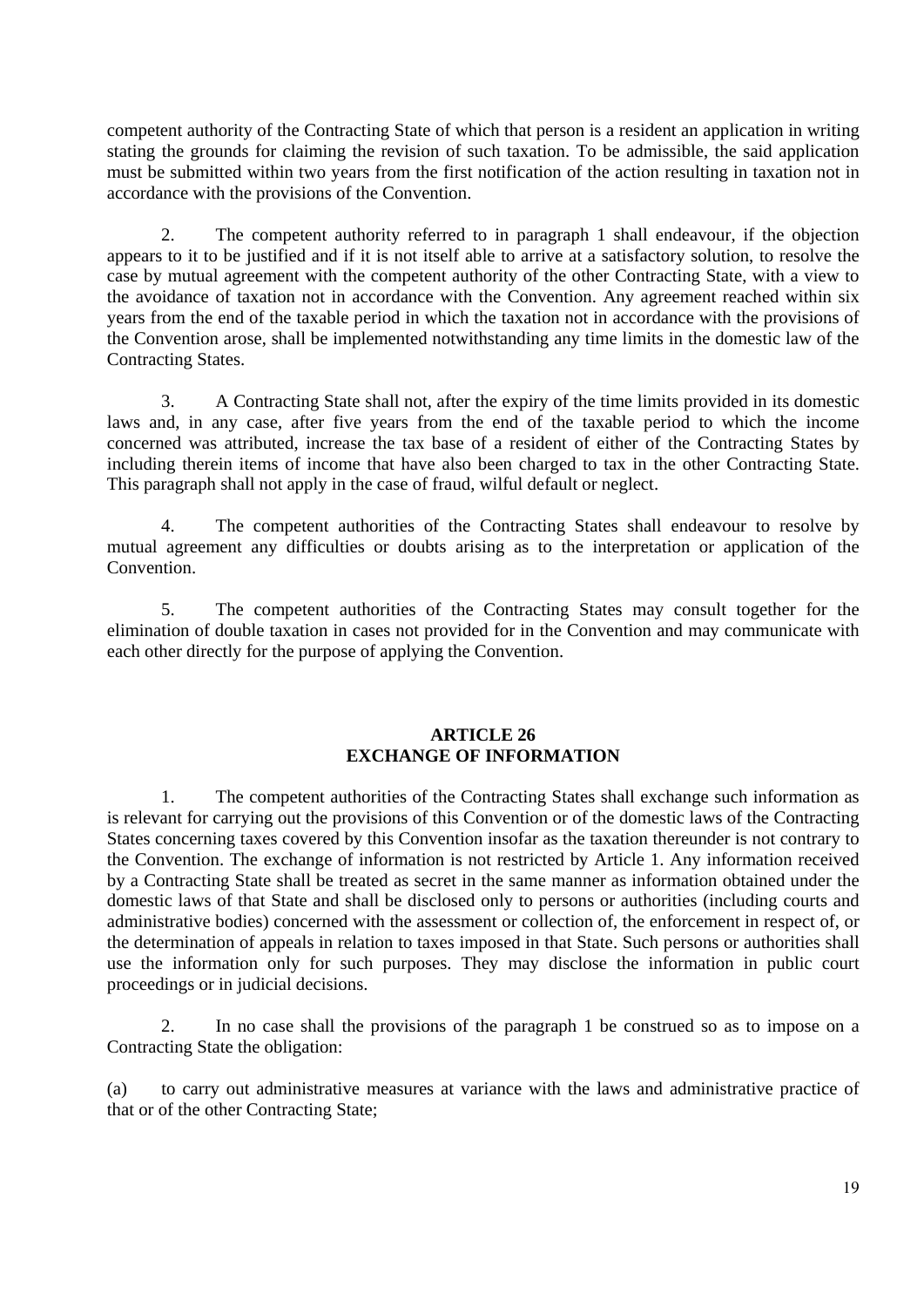competent authority of the Contracting State of which that person is a resident an application in writing stating the grounds for claiming the revision of such taxation. To be admissible, the said application must be submitted within two years from the first notification of the action resulting in taxation not in accordance with the provisions of the Convention.

2. The competent authority referred to in paragraph 1 shall endeavour, if the objection appears to it to be justified and if it is not itself able to arrive at a satisfactory solution, to resolve the case by mutual agreement with the competent authority of the other Contracting State, with a view to the avoidance of taxation not in accordance with the Convention. Any agreement reached within six years from the end of the taxable period in which the taxation not in accordance with the provisions of the Convention arose, shall be implemented notwithstanding any time limits in the domestic law of the Contracting States.

3. A Contracting State shall not, after the expiry of the time limits provided in its domestic laws and, in any case, after five years from the end of the taxable period to which the income concerned was attributed, increase the tax base of a resident of either of the Contracting States by including therein items of income that have also been charged to tax in the other Contracting State. This paragraph shall not apply in the case of fraud, wilful default or neglect.

4. The competent authorities of the Contracting States shall endeavour to resolve by mutual agreement any difficulties or doubts arising as to the interpretation or application of the Convention.

5. The competent authorities of the Contracting States may consult together for the elimination of double taxation in cases not provided for in the Convention and may communicate with each other directly for the purpose of applying the Convention.

## ARTICLE 26
## EXCHANGE OF INFORMATION

1. The competent authorities of the Contracting States shall exchange such information as is relevant for carrying out the provisions of this Convention or of the domestic laws of the Contracting States concerning taxes covered by this Convention insofar as the taxation thereunder is not contrary to the Convention. The exchange of information is not restricted by Article 1. Any information received by a Contracting State shall be treated as secret in the same manner as information obtained under the domestic laws of that State and shall be disclosed only to persons or authorities (including courts and administrative bodies) concerned with the assessment or collection of, the enforcement in respect of, or the determination of appeals in relation to taxes imposed in that State. Such persons or authorities shall use the information only for such purposes. They may disclose the information in public court proceedings or in judicial decisions.

2. In no case shall the provisions of the paragraph 1 be construed so as to impose on a Contracting State the obligation:

(a) to carry out administrative measures at variance with the laws and administrative practice of that or of the other Contracting State;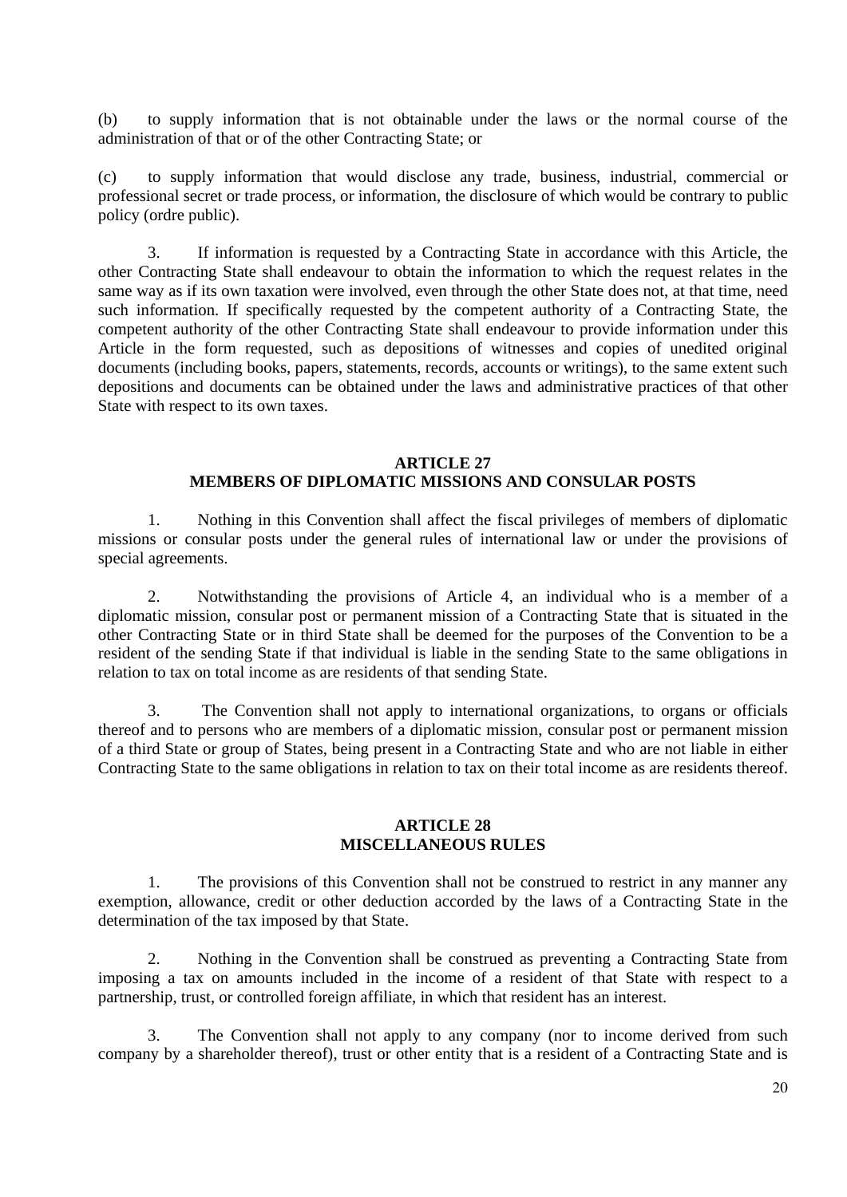(b) to supply information that is not obtainable under the laws or the normal course of the administration of that or of the other Contracting State; or

(c) to supply information that would disclose any trade, business, industrial, commercial or professional secret or trade process, or information, the disclosure of which would be contrary to public policy (ordre public).

3. If information is requested by a Contracting State in accordance with this Article, the other Contracting State shall endeavour to obtain the information to which the request relates in the same way as if its own taxation were involved, even through the other State does not, at that time, need such information. If specifically requested by the competent authority of a Contracting State, the competent authority of the other Contracting State shall endeavour to provide information under this Article in the form requested, such as depositions of witnesses and copies of unedited original documents (including books, papers, statements, records, accounts or writings), to the same extent such depositions and documents can be obtained under the laws and administrative practices of that other State with respect to its own taxes.

## ARTICLE 27
## MEMBERS OF DIPLOMATIC MISSIONS AND CONSULAR POSTS

1. Nothing in this Convention shall affect the fiscal privileges of members of diplomatic missions or consular posts under the general rules of international law or under the provisions of special agreements.

2. Notwithstanding the provisions of Article 4, an individual who is a member of a diplomatic mission, consular post or permanent mission of a Contracting State that is situated in the other Contracting State or in third State shall be deemed for the purposes of the Convention to be a resident of the sending State if that individual is liable in the sending State to the same obligations in relation to tax on total income as are residents of that sending State.

3. The Convention shall not apply to international organizations, to organs or officials thereof and to persons who are members of a diplomatic mission, consular post or permanent mission of a third State or group of States, being present in a Contracting State and who are not liable in either Contracting State to the same obligations in relation to tax on their total income as are residents thereof.

## ARTICLE 28
## MISCELLANEOUS RULES

1. The provisions of this Convention shall not be construed to restrict in any manner any exemption, allowance, credit or other deduction accorded by the laws of a Contracting State in the determination of the tax imposed by that State.

2. Nothing in the Convention shall be construed as preventing a Contracting State from imposing a tax on amounts included in the income of a resident of that State with respect to a partnership, trust, or controlled foreign affiliate, in which that resident has an interest.

3. The Convention shall not apply to any company (nor to income derived from such company by a shareholder thereof), trust or other entity that is a resident of a Contracting State and is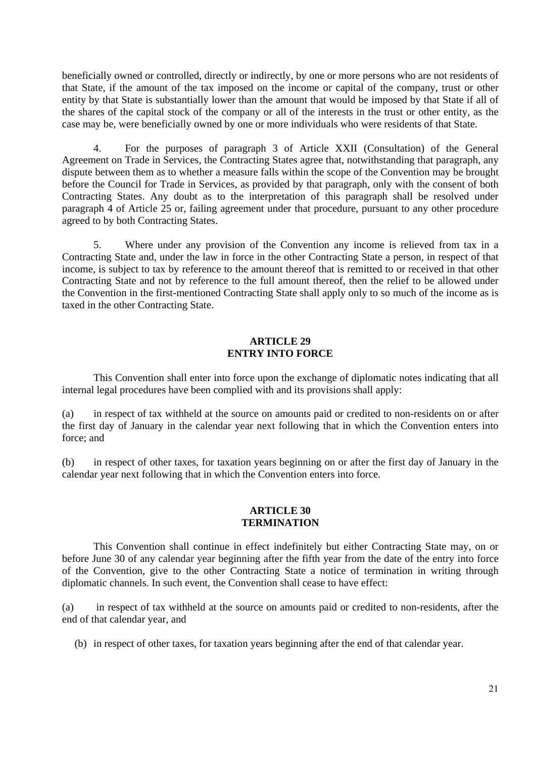beneficially owned or controlled, directly or indirectly, by one or more persons who are not residents of that State, if the amount of the tax imposed on the income or capital of the company, trust or other entity by that State is substantially lower than the amount that would be imposed by that State if all of the shares of the capital stock of the company or all of the interests in the trust or other entity, as the case may be, were beneficially owned by one or more individuals who were residents of that State.

4. For the purposes of paragraph 3 of Article XXII (Consultation) of the General Agreement on Trade in Services, the Contracting States agree that, notwithstanding that paragraph, any dispute between them as to whether a measure falls within the scope of the Convention may be brought before the Council for Trade in Services, as provided by that paragraph, only with the consent of both Contracting States. Any doubt as to the interpretation of this paragraph shall be resolved under paragraph 4 of Article 25 or, failing agreement under that procedure, pursuant to any other procedure agreed to by both Contracting States.

5. Where under any provision of the Convention any income is relieved from tax in a Contracting State and, under the law in force in the other Contracting State a person, in respect of that income, is subject to tax by reference to the amount thereof that is remitted to or received in that other Contracting State and not by reference to the full amount thereof, then the relief to be allowed under the Convention in the first-mentioned Contracting State shall apply only to so much of the income as is taxed in the other Contracting State.

## ARTICLE 29
## ENTRY INTO FORCE

This Convention shall enter into force upon the exchange of diplomatic notes indicating that all internal legal procedures have been complied with and its provisions shall apply:

(a) in respect of tax withheld at the source on amounts paid or credited to non-residents on or after the first day of January in the calendar year next following that in which the Convention enters into force; and

(b) in respect of other taxes, for taxation years beginning on or after the first day of January in the calendar year next following that in which the Convention enters into force.

## ARTICLE 30
## TERMINATION

This Convention shall continue in effect indefinitely but either Contracting State may, on or before June 30 of any calendar year beginning after the fifth year from the date of the entry into force of the Convention, give to the other Contracting State a notice of termination in writing through diplomatic channels. In such event, the Convention shall cease to have effect:

(a) in respect of tax withheld at the source on amounts paid or credited to non-residents, after the end of that calendar year, and

(b) in respect of other taxes, for taxation years beginning after the end of that calendar year.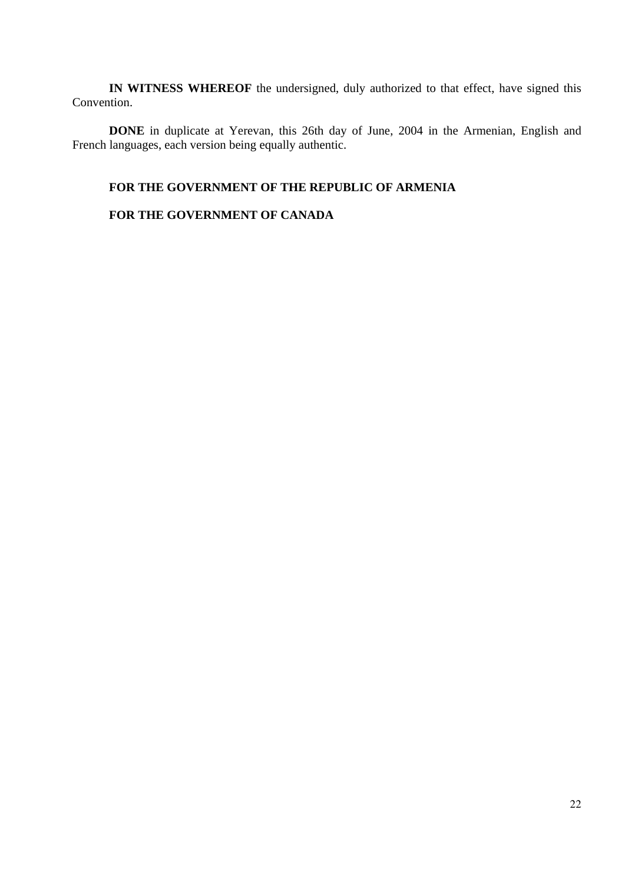**IN WITNESS WHEREOF** the undersigned, duly authorized to that effect, have signed this Convention.

**DONE** in duplicate at Yerevan, this 26th day of June, 2004 in the Armenian, English and French languages, each version being equally authentic.

**FOR THE GOVERNMENT OF THE REPUBLIC OF ARMENIA**

**FOR THE GOVERNMENT OF CANADA**